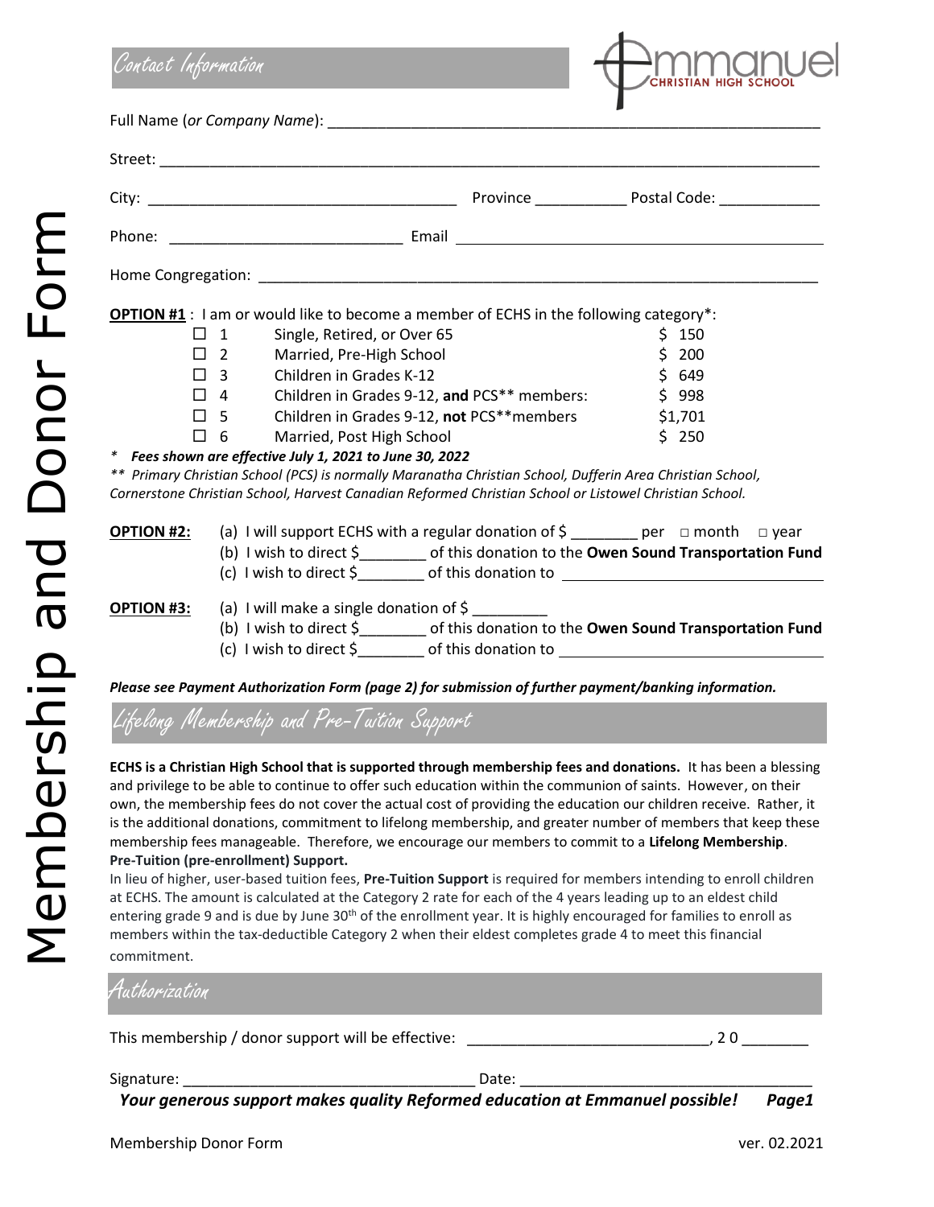# Membership and Donor Form

## Contact Information

**Emmanuel CHRISTIAN HIGH SCHOOL**

Full Name (*or Company Name*): ____________________________________________

Street: ____________________________________________

City: ______________________ Province __________ Postal Code: ___________

Phone: ______________________ Email ______________________

Home Congregation: ____________________________________________

**OPTION #1** : I am or would like to become a member of ECHS in the following category*:

| | | Category | Fee |
|---|---|---|---|
| ☐ | 1 | Single, Retired, or Over 65 | $ 150 |
| ☐ | 2 | Married, Pre-High School | $ 200 |
| ☐ | 3 | Children in Grades K-12 | $ 649 |
| ☐ | 4 | Children in Grades 9-12, **and** PCS** members: | $ 998 |
| ☐ | 5 | Children in Grades 9-12, **not** PCS**members | $1,701 |
| ☐ | 6 | Married, Post High School | $ 250 |

* ***Fees shown are effective July 1, 2021 to June 30, 2022***

** *Primary Christian School (PCS) is normally Maranatha Christian School, Dufferin Area Christian School, Cornerstone Christian School, Harvest Canadian Reformed Christian School or Listowel Christian School.*

**OPTION #2:**
(a) I will support ECHS with a regular donation of $ ________ per □ month □ year
(b) I wish to direct $________ of this donation to the **Owen Sound Transportation Fund**
(c) I wish to direct $________ of this donation to ______________________

**OPTION #3:**
(a) I will make a single donation of $ _________
(b) I wish to direct $________ of this donation to the **Owen Sound Transportation Fund**
(c) I wish to direct $________ of this donation to ______________________

***Please see Payment Authorization Form (page 2) for submission of further payment/banking information.***

## Lifelong Membership and Pre-Tuition Support

**ECHS is a Christian High School that is supported through membership fees and donations.** It has been a blessing and privilege to be able to continue to offer such education within the communion of saints. However, on their own, the membership fees do not cover the actual cost of providing the education our children receive. Rather, it is the additional donations, commitment to lifelong membership, and greater number of members that keep these membership fees manageable. Therefore, we encourage our members to commit to a **Lifelong Membership**.

**Pre-Tuition (pre-enrollment) Support.**

In lieu of higher, user-based tuition fees, **Pre-Tuition Support** is required for members intending to enroll children at ECHS. The amount is calculated at the Category 2 rate for each of the 4 years leading up to an eldest child entering grade 9 and is due by June 30th of the enrollment year. It is highly encouraged for families to enroll as members within the tax-deductible Category 2 when their eldest completes grade 4 to meet this financial commitment.

## Authorization

This membership / donor support will be effective: ______________________, 2 0 _______

Signature: ______________________ Date: ______________________

***Your generous support makes quality Reformed education at Emmanuel possible!***

Membership Donor Form ver. 02.2021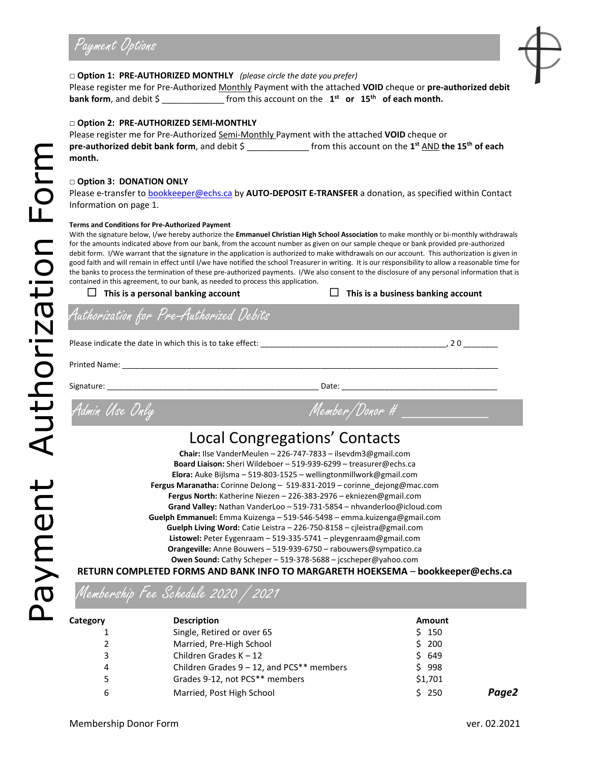## Payment Options

□ **Option 1: PRE-AUTHORIZED MONTHLY** *(please circle the date you prefer)*
Please register me for Pre-Authorized Monthly Payment with the attached **VOID** cheque or **pre-authorized debit bank form**, and debit $ _____________ from this account on the **1st or 15th of each month.**

□ **Option 2: PRE-AUTHORIZED SEMI-MONTHLY**
Please register me for Pre-Authorized Semi-Monthly Payment with the attached **VOID** cheque or **pre-authorized debit bank form**, and debit $ _____________ from this account on the **1st** AND **the 15th of each month.**

□ **Option 3: DONATION ONLY**
Please e-transfer to bookkeeper@echs.ca by **AUTO-DEPOSIT E-TRANSFER** a donation, as specified within Contact Information on page 1.

**Terms and Conditions for Pre-Authorized Payment**
With the signature below, I/we hereby authorize the **Emmanuel Christian High School Association** to make monthly or bi-monthly withdrawals for the amounts indicated above from our bank, from the account number as given on our sample cheque or bank provided pre-authorized debit form. I/We warrant that the signature in the application is authorized to make withdrawals on our account. This authorization is given in good faith and will remain in effect until I/we have notified the school Treasurer in writing. It is our responsibility to allow a reasonable time for the banks to process the termination of these pre-authorized payments. I/We also consent to the disclosure of any personal information that is contained in this agreement, to our bank, as needed to process this application.

☐ **This is a personal banking account** ☐ **This is a business banking account**

## Authorization for Pre-Authorized Debits

Please indicate the date in which this is to take effect: __________________________________________, 2 0 ________

Printed Name: ________________________________________________________________________________

Signature: ________________________________________________ Date: ___________________________________

## Admin Use Only Member/Donor # ____________

# Local Congregations' Contacts

**Chair:** Ilse VanderMeulen – 226-747-7833 – ilsevdm3@gmail.com
**Board Liaison:** Sheri Wildeboer – 519-939-6299 – treasurer@echs.ca
**Elora:** Auke Bijlsma – 519-803-1525 – wellingtonmillwork@gmail.com
**Fergus Maranatha:** Corinne DeJong – 519-831-2019 – corinne_dejong@mac.com
**Fergus North:** Katherine Niezen – 226-383-2976 – ekniezen@gmail.com
**Grand Valley:** Nathan VanderLoo – 519-731-5854 – nhvanderloo@icloud.com
**Guelph Emmanuel:** Emma Kuizenga – 519-546-5498 – emma.kuizenga@gmail.com
**Guelph Living Word:** Catie Leistra – 226-750-8158 – cjleistra@gmail.com
**Listowel:** Peter Eygenraam – 519-335-5741 – pleygenraam@gmail.com
**Orangeville:** Anne Bouwers – 519-939-6750 – rabouwers@sympatico.ca
**Owen Sound:** Cathy Scheper – 519-378-5688 – jcscheper@yahoo.com

**RETURN COMPLETED FORMS AND BANK INFO TO MARGARETH HOEKSEMA – bookkeeper@echs.ca**

## Membership Fee Schedule 2020 / 2021

| Category | Description | Amount |
|---|---|---|
| 1 | Single, Retired or over 65 | $ 150 |
| 2 | Married, Pre-High School | $ 200 |
| 3 | Children Grades K – 12 | $ 649 |
| 4 | Children Grades 9 – 12, and PCS** members | $ 998 |
| 5 | Grades 9-12, not PCS** members | $1,701 |
| 6 | Married, Post High School | $ 250 |

Membership Donor Form ver. 02.2021